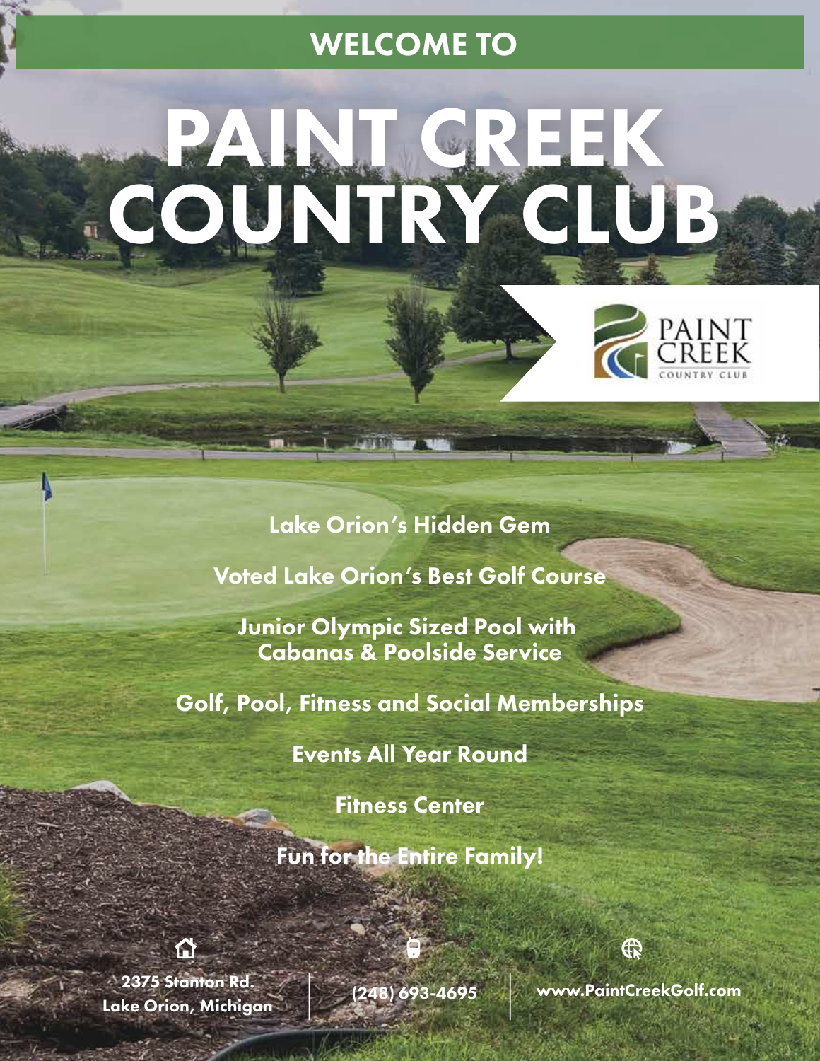WELCOME TO

# PAINT CREEK COUNTRY CLUB

PAINT CREEK
COUNTRY CLUB

**Lake Orion's Hidden Gem**

**Voted Lake Orion's Best Golf Course**

**Junior Olympic Sized Pool with Cabanas & Poolside Service**

**Golf, Pool, Fitness and Social Memberships**

**Events All Year Round**

**Fitness Center**

**Fun for the Entire Family!**

2375 Stanton Rd.
Lake Orion, Michigan

(248) 693-4695

www.PaintCreekGolf.com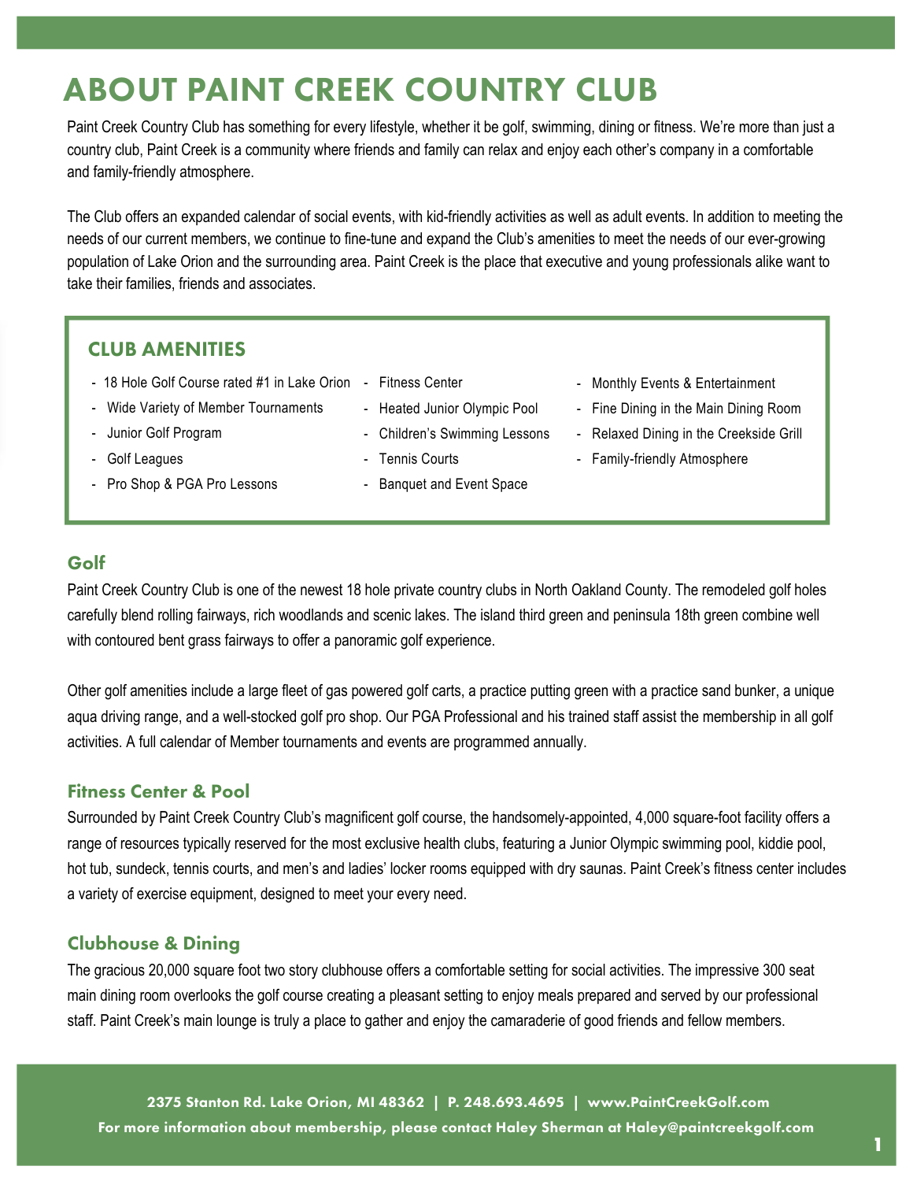# ABOUT PAINT CREEK COUNTRY CLUB

Paint Creek Country Club has something for every lifestyle, whether it be golf, swimming, dining or fitness. We're more than just a country club, Paint Creek is a community where friends and family can relax and enjoy each other's company in a comfortable and family-friendly atmosphere.

The Club offers an expanded calendar of social events, with kid-friendly activities as well as adult events. In addition to meeting the needs of our current members, we continue to fine-tune and expand the Club's amenities to meet the needs of our ever-growing population of Lake Orion and the surrounding area. Paint Creek is the place that executive and young professionals alike want to take their families, friends and associates.

## CLUB AMENITIES

- 18 Hole Golf Course rated #1 in Lake Orion
- Wide Variety of Member Tournaments
- Junior Golf Program
- Golf Leagues
- Pro Shop & PGA Pro Lessons
- Fitness Center
- Heated Junior Olympic Pool
- Children's Swimming Lessons
- Tennis Courts
- Banquet and Event Space
- Monthly Events & Entertainment
- Fine Dining in the Main Dining Room
- Relaxed Dining in the Creekside Grill
- Family-friendly Atmosphere

## Golf

Paint Creek Country Club is one of the newest 18 hole private country clubs in North Oakland County. The remodeled golf holes carefully blend rolling fairways, rich woodlands and scenic lakes. The island third green and peninsula 18th green combine well with contoured bent grass fairways to offer a panoramic golf experience.

Other golf amenities include a large fleet of gas powered golf carts, a practice putting green with a practice sand bunker, a unique aqua driving range, and a well-stocked golf pro shop. Our PGA Professional and his trained staff assist the membership in all golf activities. A full calendar of Member tournaments and events are programmed annually.

## Fitness Center & Pool

Surrounded by Paint Creek Country Club's magnificent golf course, the handsomely-appointed, 4,000 square-foot facility offers a range of resources typically reserved for the most exclusive health clubs, featuring a Junior Olympic swimming pool, kiddie pool, hot tub, sundeck, tennis courts, and men's and ladies' locker rooms equipped with dry saunas. Paint Creek's fitness center includes a variety of exercise equipment, designed to meet your every need.

## Clubhouse & Dining

The gracious 20,000 square foot two story clubhouse offers a comfortable setting for social activities. The impressive 300 seat main dining room overlooks the golf course creating a pleasant setting to enjoy meals prepared and served by our professional staff. Paint Creek's main lounge is truly a place to gather and enjoy the camaraderie of good friends and fellow members.

2375 Stanton Rd. Lake Orion, MI 48362 | P. 248.693.4695 | www.PaintCreekGolf.com

For more information about membership, please contact Haley Sherman at Haley@paintcreekgolf.com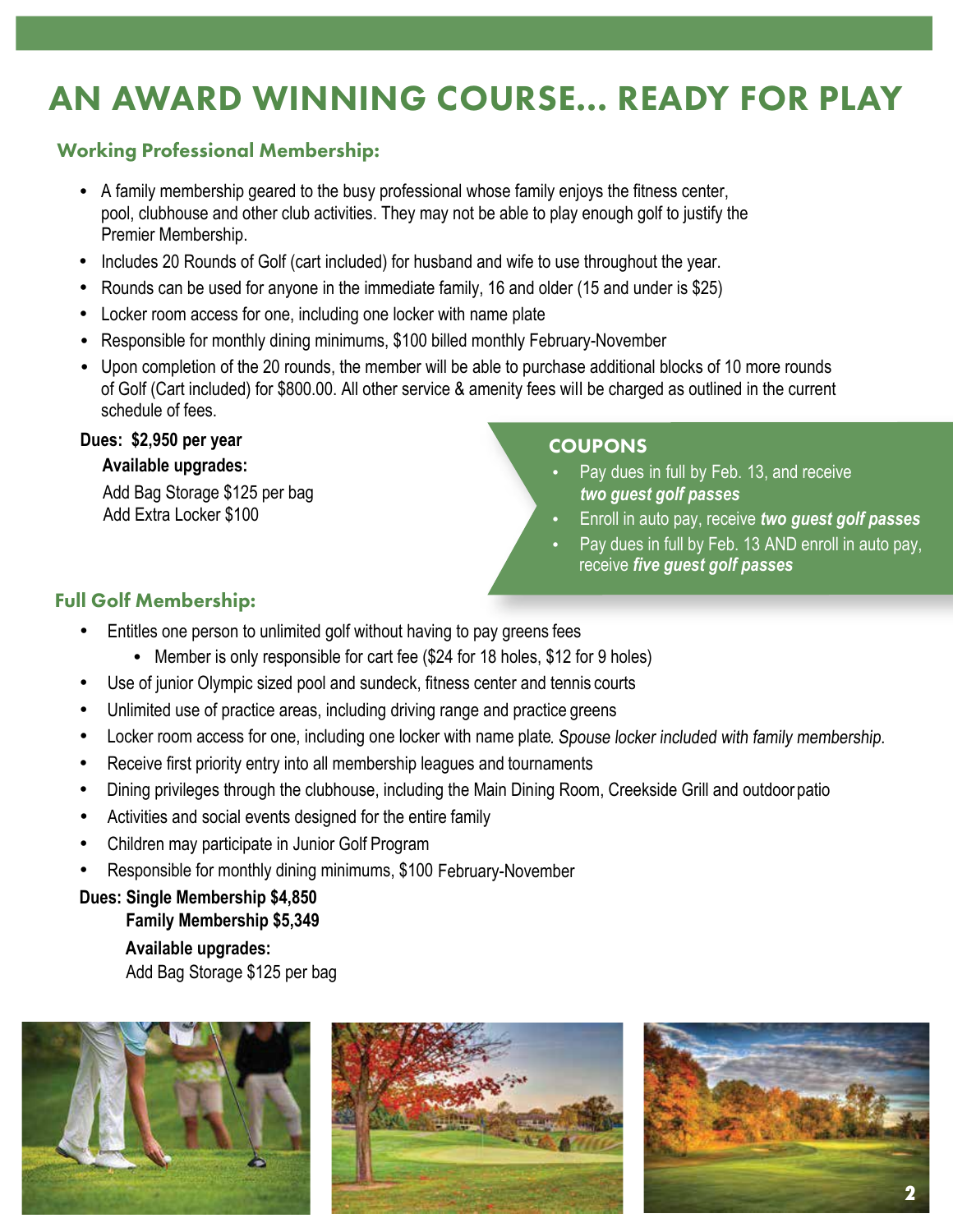# AN AWARD WINNING COURSE... READY FOR PLAY

## Working Professional Membership:

- A family membership geared to the busy professional whose family enjoys the fitness center, pool, clubhouse and other club activities. They may not be able to play enough golf to justify the Premier Membership.
- Includes 20 Rounds of Golf (cart included) for husband and wife to use throughout the year.
- Rounds can be used for anyone in the immediate family, 16 and older (15 and under is $25)
- Locker room access for one, including one locker with name plate
- Responsible for monthly dining minimums, $100 billed monthly February-November
- Upon completion of the 20 rounds, the member will be able to purchase additional blocks of 10 more rounds of Golf (Cart included) for $800.00. All other service & amenity fees will be charged as outlined in the current schedule of fees.

**Dues: $2,950 per year**

**Available upgrades:**

Add Bag Storage $125 per bag
Add Extra Locker $100

### COUPONS

- Pay dues in full by Feb. 13, and receive ***two guest golf passes***
- Enroll in auto pay, receive ***two guest golf passes***
- Pay dues in full by Feb. 13 AND enroll in auto pay, receive ***five guest golf passes***

## Full Golf Membership:

- Entitles one person to unlimited golf without having to pay greens fees
  - Member is only responsible for cart fee ($24 for 18 holes, $12 for 9 holes)
- Use of junior Olympic sized pool and sundeck, fitness center and tennis courts
- Unlimited use of practice areas, including driving range and practice greens
- Locker room access for one, including one locker with name plate. *Spouse locker included with family membership.*
- Receive first priority entry into all membership leagues and tournaments
- Dining privileges through the clubhouse, including the Main Dining Room, Creekside Grill and outdoor patio
- Activities and social events designed for the entire family
- Children may participate in Junior Golf Program
- Responsible for monthly dining minimums, $100 February-November

**Dues: Single Membership $4,850**
**Family Membership $5,349**

**Available upgrades:**

Add Bag Storage $125 per bag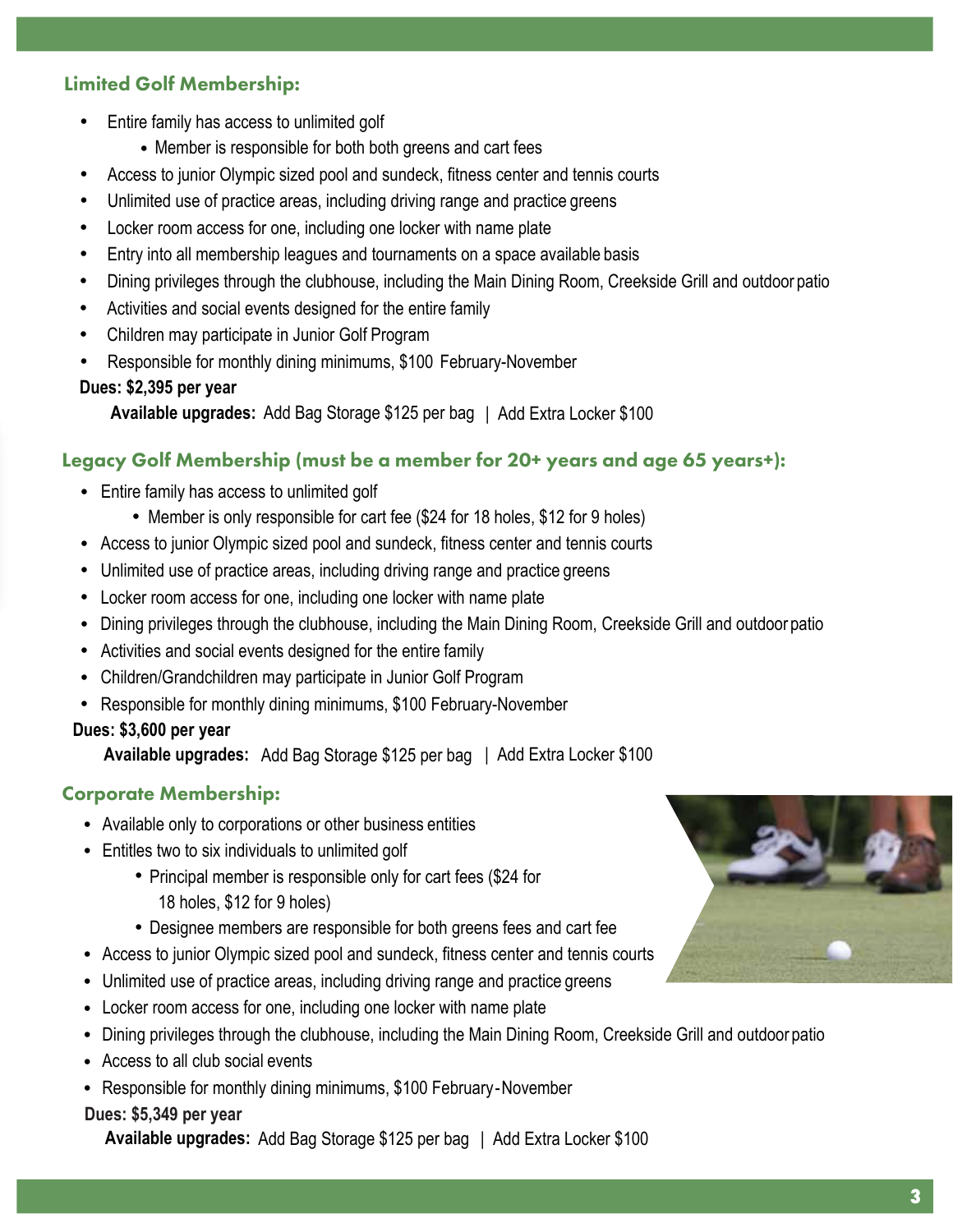### Limited Golf Membership:

- Entire family has access to unlimited golf
    - Member is responsible for both both greens and cart fees
- Access to junior Olympic sized pool and sundeck, fitness center and tennis courts
- Unlimited use of practice areas, including driving range and practice greens
- Locker room access for one, including one locker with name plate
- Entry into all membership leagues and tournaments on a space available basis
- Dining privileges through the clubhouse, including the Main Dining Room, Creekside Grill and outdoor patio
- Activities and social events designed for the entire family
- Children may participate in Junior Golf Program
- Responsible for monthly dining minimums, $100 February-November

**Dues: $2,395 per year**

**Available upgrades:** Add Bag Storage $125 per bag | Add Extra Locker $100

### Legacy Golf Membership (must be a member for 20+ years and age 65 years+):

- Entire family has access to unlimited golf
    - Member is only responsible for cart fee ($24 for 18 holes, $12 for 9 holes)
- Access to junior Olympic sized pool and sundeck, fitness center and tennis courts
- Unlimited use of practice areas, including driving range and practice greens
- Locker room access for one, including one locker with name plate
- Dining privileges through the clubhouse, including the Main Dining Room, Creekside Grill and outdoor patio
- Activities and social events designed for the entire family
- Children/Grandchildren may participate in Junior Golf Program
- Responsible for monthly dining minimums, $100 February-November

**Dues: $3,600 per year**

**Available upgrades:** Add Bag Storage $125 per bag | Add Extra Locker $100

### Corporate Membership:

- Available only to corporations or other business entities
- Entitles two to six individuals to unlimited golf
    - Principal member is responsible only for cart fees ($24 for 18 holes, $12 for 9 holes)
    - Designee members are responsible for both greens fees and cart fee
- Access to junior Olympic sized pool and sundeck, fitness center and tennis courts
- Unlimited use of practice areas, including driving range and practice greens
- Locker room access for one, including one locker with name plate
- Dining privileges through the clubhouse, including the Main Dining Room, Creekside Grill and outdoor patio
- Access to all club social events
- Responsible for monthly dining minimums, $100 February-November

**Dues: $5,349 per year**

**Available upgrades:** Add Bag Storage $125 per bag | Add Extra Locker $100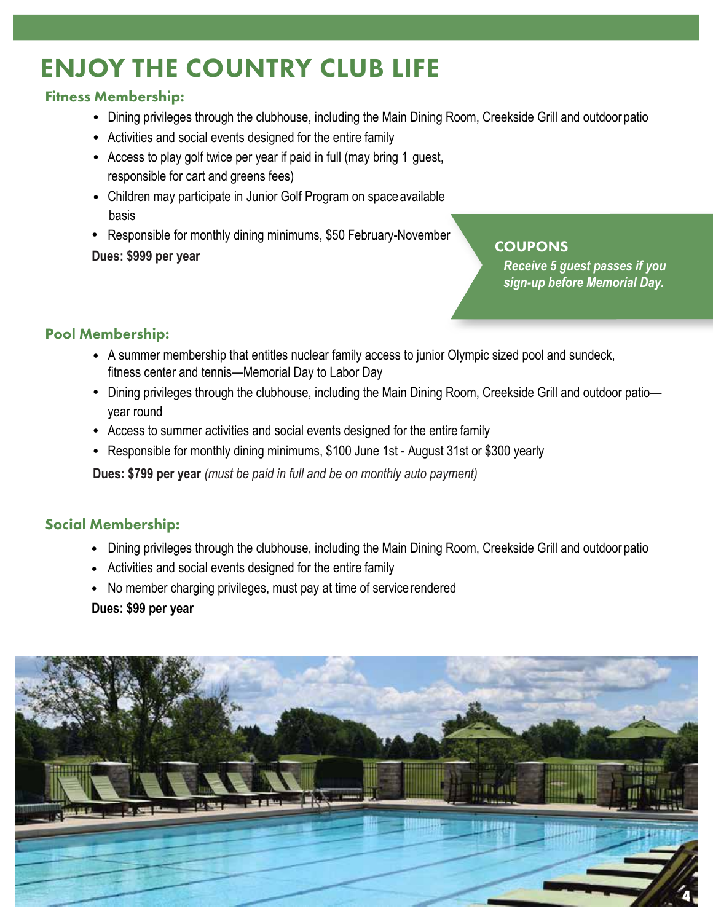# ENJOY THE COUNTRY CLUB LIFE

## Fitness Membership:

- Dining privileges through the clubhouse, including the Main Dining Room, Creekside Grill and outdoor patio
- Activities and social events designed for the entire family
- Access to play golf twice per year if paid in full (may bring 1 guest, responsible for cart and greens fees)
- Children may participate in Junior Golf Program on space available basis
- Responsible for monthly dining minimums, $50 February-November

**Dues: $999 per year**

### COUPONS

***Receive 5 guest passes if you sign-up before Memorial Day.***

## Pool Membership:

- A summer membership that entitles nuclear family access to junior Olympic sized pool and sundeck, fitness center and tennis—Memorial Day to Labor Day
- Dining privileges through the clubhouse, including the Main Dining Room, Creekside Grill and outdoor patio—year round
- Access to summer activities and social events designed for the entire family
- Responsible for monthly dining minimums, $100 June 1st - August 31st or $300 yearly

**Dues: $799 per year** *(must be paid in full and be on monthly auto payment)*

## Social Membership:

- Dining privileges through the clubhouse, including the Main Dining Room, Creekside Grill and outdoor patio
- Activities and social events designed for the entire family
- No member charging privileges, must pay at time of service rendered

**Dues: $99 per year**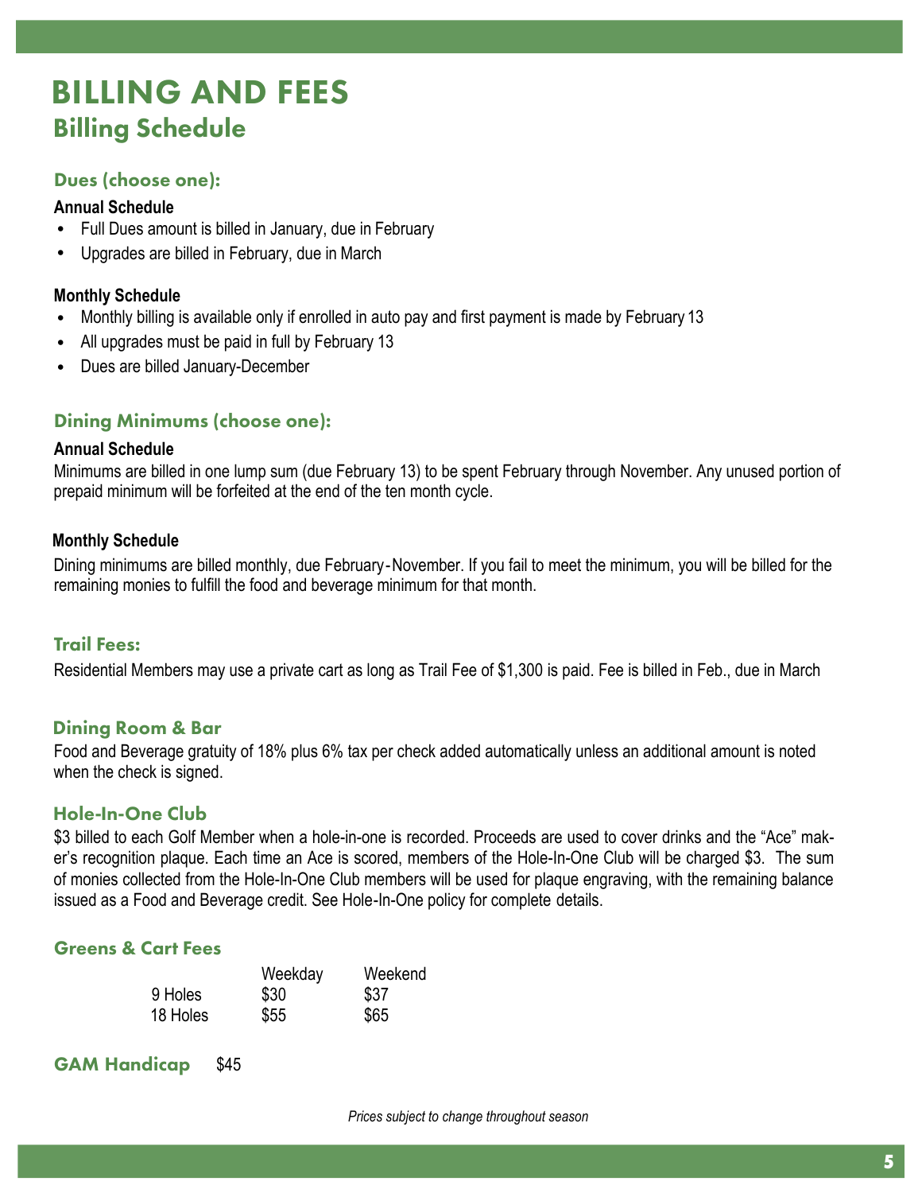# BILLING AND FEES

## Billing Schedule

### Dues (choose one):

**Annual Schedule**

- Full Dues amount is billed in January, due in February
- Upgrades are billed in February, due in March

**Monthly Schedule**

- Monthly billing is available only if enrolled in auto pay and first payment is made by February 13
- All upgrades must be paid in full by February 13
- Dues are billed January-December

### Dining Minimums (choose one):

**Annual Schedule**

Minimums are billed in one lump sum (due February 13) to be spent February through November. Any unused portion of prepaid minimum will be forfeited at the end of the ten month cycle.

**Monthly Schedule**

Dining minimums are billed monthly, due February-November. If you fail to meet the minimum, you will be billed for the remaining monies to fulfill the food and beverage minimum for that month.

### Trail Fees:

Residential Members may use a private cart as long as Trail Fee of $1,300 is paid. Fee is billed in Feb., due in March

### Dining Room & Bar

Food and Beverage gratuity of 18% plus 6% tax per check added automatically unless an additional amount is noted when the check is signed.

### Hole-In-One Club

$3 billed to each Golf Member when a hole-in-one is recorded. Proceeds are used to cover drinks and the "Ace" maker's recognition plaque. Each time an Ace is scored, members of the Hole-In-One Club will be charged $3. The sum of monies collected from the Hole-In-One Club members will be used for plaque engraving, with the remaining balance issued as a Food and Beverage credit. See Hole-In-One policy for complete details.

### Greens & Cart Fees

| | Weekday | Weekend |
|---|---|---|
| 9 Holes | $30 | $37 |
| 18 Holes | $55 | $65 |

### GAM Handicap $45

*Prices subject to change throughout season*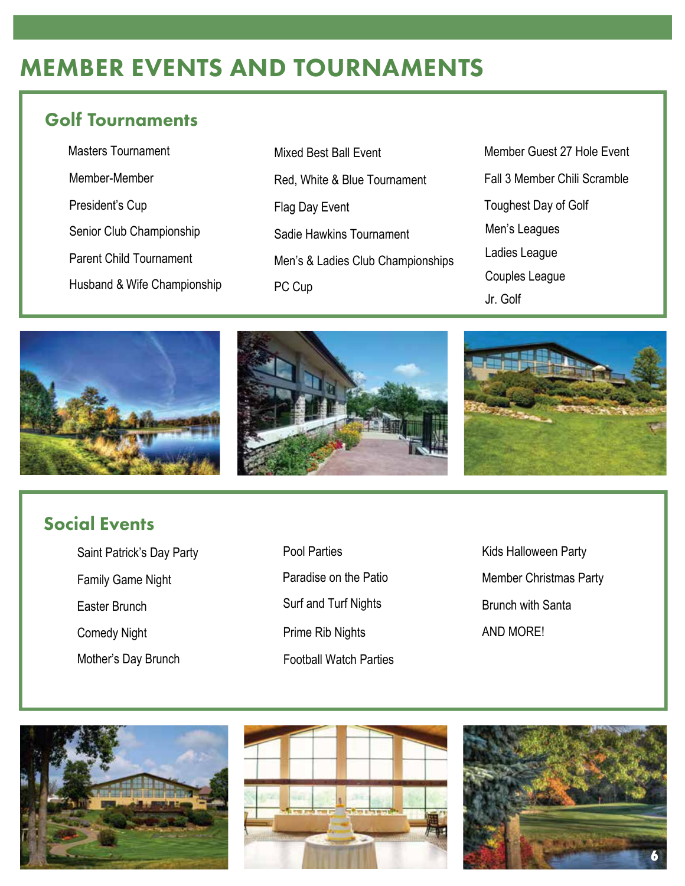# MEMBER EVENTS AND TOURNAMENTS

## Golf Tournaments

- Masters Tournament
- Member-Member
- President's Cup
- Senior Club Championship
- Parent Child Tournament
- Husband & Wife Championship
- Mixed Best Ball Event
- Red, White & Blue Tournament
- Flag Day Event
- Sadie Hawkins Tournament
- Men's & Ladies Club Championships
- PC Cup
- Member Guest 27 Hole Event
- Fall 3 Member Chili Scramble
- Toughest Day of Golf
- Men's Leagues
- Ladies League
- Couples League
- Jr. Golf

## Social Events

- Saint Patrick's Day Party
- Family Game Night
- Easter Brunch
- Comedy Night
- Mother's Day Brunch
- Pool Parties
- Paradise on the Patio
- Surf and Turf Nights
- Prime Rib Nights
- Football Watch Parties
- Kids Halloween Party
- Member Christmas Party
- Brunch with Santa
- AND MORE!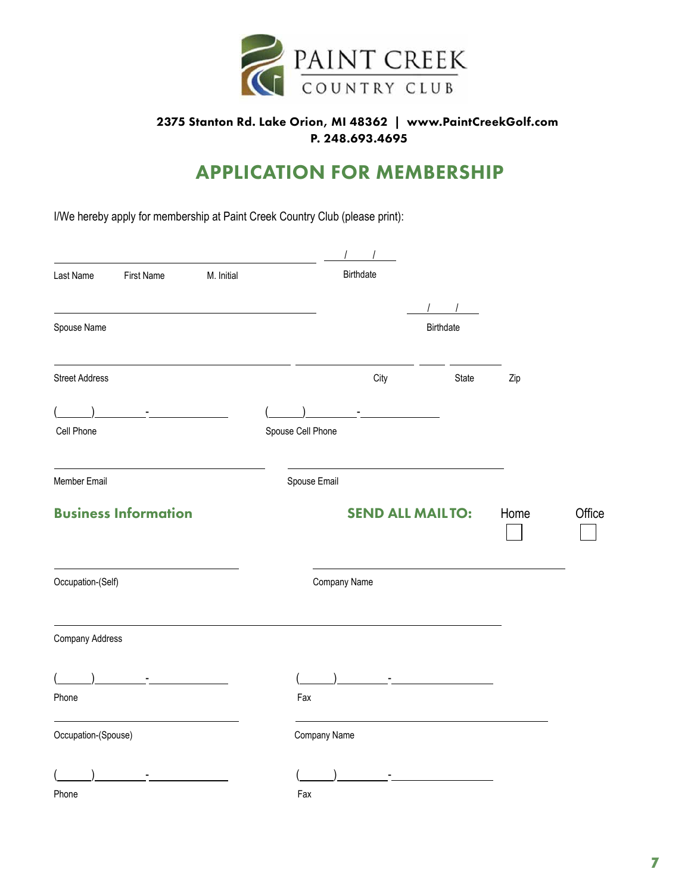PAINT CREEK
COUNTRY CLUB

**2375 Stanton Rd. Lake Orion, MI 48362 | www.PaintCreekGolf.com**
**P. 248.693.4695**

# APPLICATION FOR MEMBERSHIP

I/We hereby apply for membership at Paint Creek Country Club (please print):

______________________________________________ ___/___/___
Last Name First Name M. Initial Birthdate

______________________________________________ ___/___/___
Spouse Name Birthdate

____________________________ ____________ ____ ______
Street Address City State Zip

(_____)________-____________ (_____)________-____________
Cell Phone Spouse Cell Phone

____________________________ ____________________________
Member Email Spouse Email

## Business Information

**SEND ALL MAIL TO:** Home ☐ Office ☐

____________________________ ____________________________
Occupation-(Self) Company Name

______________________________________________
Company Address

(_____)________-____________ (_____)________-____________
Phone Fax

____________________________ ____________________________
Occupation-(Spouse) Company Name

(_____)________-____________ (_____)________-____________
Phone Fax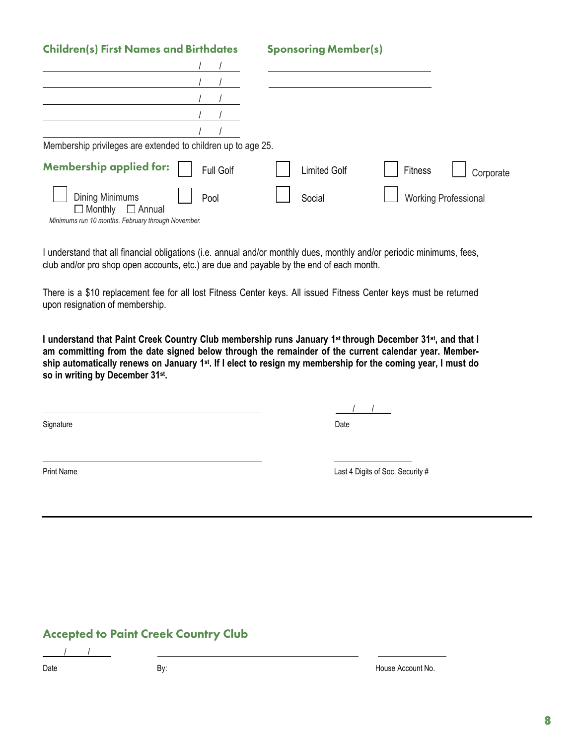## Children(s) First Names and Birthdates

_______________________ / /

_______________________ / /

_______________________ / /

_______________________ / /

_______________________ / /

Membership privileges are extended to children up to age 25.

## Sponsoring Member(s)

_______________________

_______________________

## Membership applied for:

☐ Full Golf ☐ Limited Golf ☐ Fitness ☐ Corporate

☐ Dining Minimums (☐ Monthly ☐ Annual) ☐ Pool ☐ Social ☐ Working Professional

*Minimums run 10 months. February through November.*

I understand that all financial obligations (i.e. annual and/or monthly dues, monthly and/or periodic minimums, fees, club and/or pro shop open accounts, etc.) are due and payable by the end of each month.

There is a $10 replacement fee for all lost Fitness Center keys. All issued Fitness Center keys must be returned upon resignation of membership.

**I understand that Paint Creek Country Club membership runs January 1st through December 31st, and that I am committing from the date signed below through the remainder of the current calendar year. Membership automatically renews on January 1st. If I elect to resign my membership for the coming year, I must do so in writing by December 31st.**

_______________________ / /

Signature Date

_______________________ _______________________

Print Name Last 4 Digits of Soc. Security #

---

## Accepted to Paint Creek Country Club

/ / _______________________ _______________________

Date By: House Account No.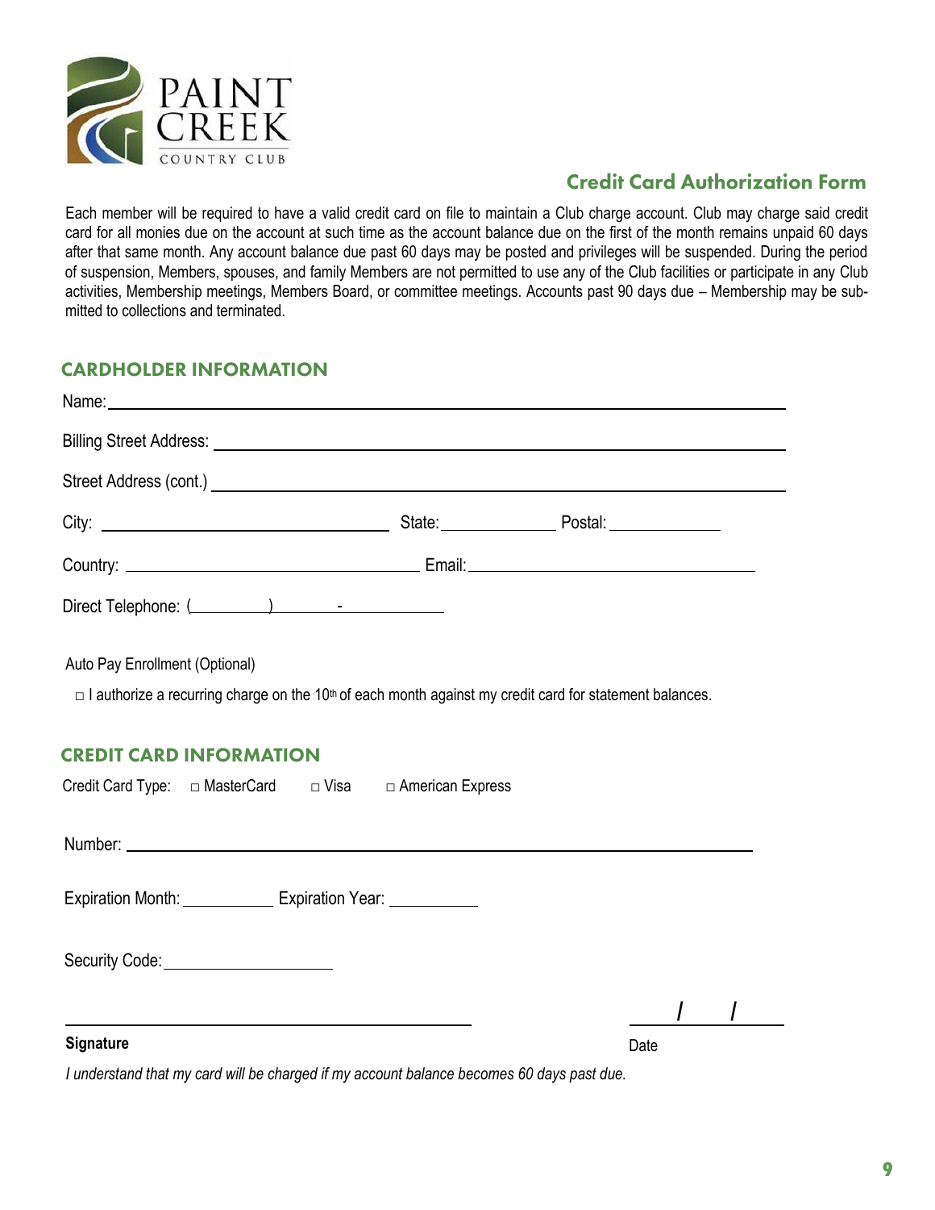PAINT CREEK
COUNTRY CLUB

## Credit Card Authorization Form

Each member will be required to have a valid credit card on file to maintain a Club charge account. Club may charge said credit card for all monies due on the account at such time as the account balance due on the first of the month remains unpaid 60 days after that same month. Any account balance due past 60 days may be posted and privileges will be suspended. During the period of suspension, Members, spouses, and family Members are not permitted to use any of the Club facilities or participate in any Club activities, Membership meetings, Members Board, or committee meetings. Accounts past 90 days due – Membership may be submitted to collections and terminated.

### CARDHOLDER INFORMATION

Name: ______________________________

Billing Street Address: ______________________________

Street Address (cont.) ______________________________

City: ______________ State: __________ Postal: __________

Country: ______________ Email: ______________

Direct Telephone: (______) ______ - ______

Auto Pay Enrollment (Optional)

□ I authorize a recurring charge on the 10th of each month against my credit card for statement balances.

### CREDIT CARD INFORMATION

Credit Card Type: □ MasterCard □ Visa □ American Express

Number: ______________________________

Expiration Month: __________ Expiration Year: __________

Security Code: __________

______________________________ ____ / ____ / ____

**Signature** Date

*I understand that my card will be charged if my account balance becomes 60 days past due.*